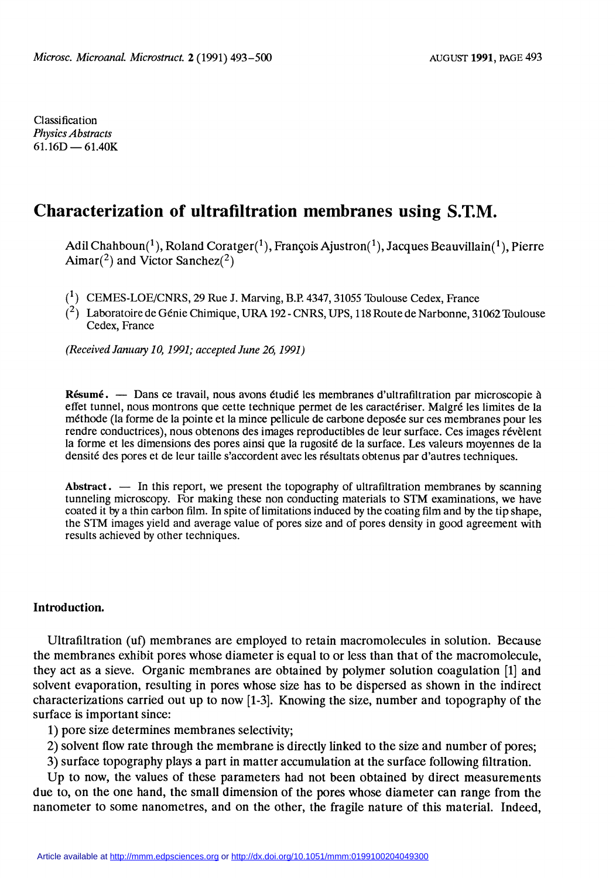Classification
*Physics Abstracts*
61.16D — 61.40K

# Characterization of ultrafiltration membranes using S.T.M.

Adil Chahboun(1), Roland Coratger(1), François Ajustron(1), Jacques Beauvillain(1), Pierre Aimar(2) and Victor Sanchez(2)

(1) CEMES-LOE/CNRS, 29 Rue J. Marving, B.P. 4347, 31055 Toulouse Cedex, France
(2) Laboratoire de Génie Chimique, URA 192 - CNRS, UPS, 118 Route de Narbonne, 31062 Toulouse Cedex, France

*(Received January 10, 1991; accepted June 26, 1991)*

**Résumé.** — Dans ce travail, nous avons étudié les membranes d'ultrafiltration par microscopie à effet tunnel, nous montrons que cette technique permet de les caractériser. Malgré les limites de la méthode (la forme de la pointe et la mince pellicule de carbone deposée sur ces membranes pour les rendre conductrices), nous obtenons des images reproductibles de leur surface. Ces images révèlent la forme et les dimensions des pores ainsi que la rugosité de la surface. Les valeurs moyennes de la densité des pores et de leur taille s'accordent avec les résultats obtenus par d'autres techniques.

**Abstract.** — In this report, we present the topography of ultrafiltration membranes by scanning tunneling microscopy. For making these non conducting materials to STM examinations, we have coated it by a thin carbon film. In spite of limitations induced by the coating film and by the tip shape, the STM images yield and average value of pores size and of pores density in good agreement with results achieved by other techniques.

## Introduction.

Ultrafiltration (uf) membranes are employed to retain macromolecules in solution. Because the membranes exhibit pores whose diameter is equal to or less than that of the macromolecule, they act as a sieve. Organic membranes are obtained by polymer solution coagulation [1] and solvent evaporation, resulting in pores whose size has to be dispersed as shown in the indirect characterizations carried out up to now [1-3]. Knowing the size, number and topography of the surface is important since:

1) pore size determines membranes selectivity;
2) solvent flow rate through the membrane is directly linked to the size and number of pores;
3) surface topography plays a part in matter accumulation at the surface following filtration.

Up to now, the values of these parameters had not been obtained by direct measurements due to, on the one hand, the small dimension of the pores whose diameter can range from the nanometer to some nanometres, and on the other, the fragile nature of this material. Indeed,

Article available at http://mmm.edpsciences.org or http://dx.doi.org/10.1051/mmm:0199100204049300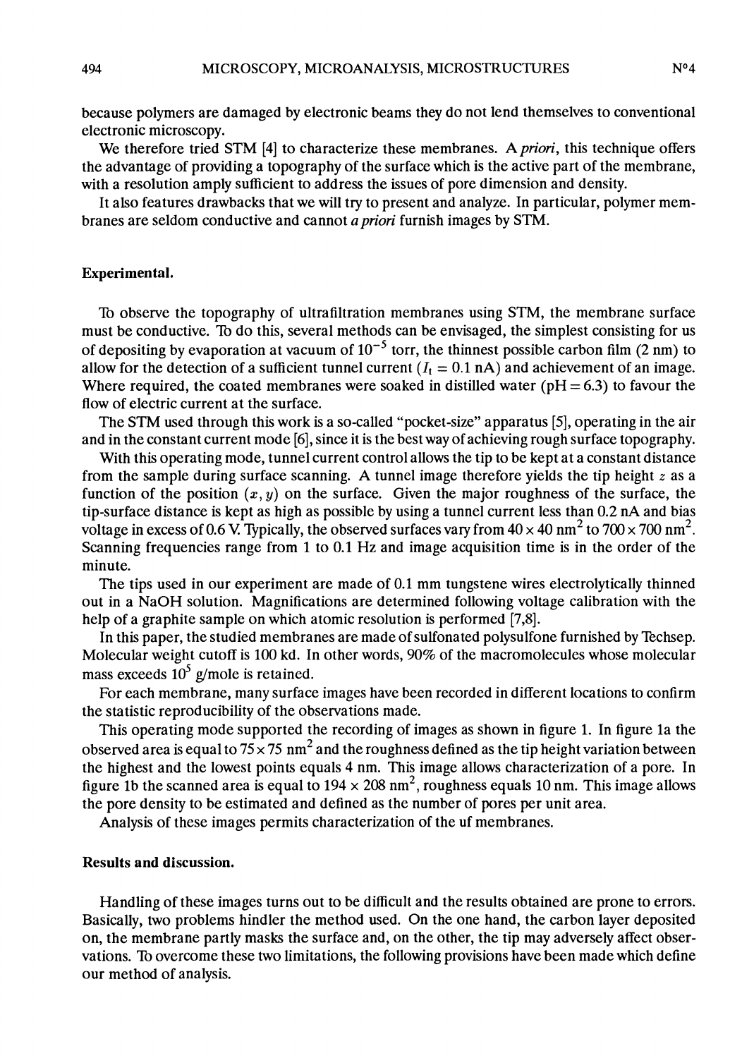because polymers are damaged by electronic beams they do not lend themselves to conventional electronic microscopy.

We therefore tried STM [4] to characterize these membranes. *A priori*, this technique offers the advantage of providing a topography of the surface which is the active part of the membrane, with a resolution amply sufficient to address the issues of pore dimension and density.

It also features drawbacks that we will try to present and analyze. In particular, polymer membranes are seldom conductive and cannot *a priori* furnish images by STM.

## Experimental.

To observe the topography of ultrafiltration membranes using STM, the membrane surface must be conductive. To do this, several methods can be envisaged, the simplest consisting for us of depositing by evaporation at vacuum of $10^{-5}$ torr, the thinnest possible carbon film (2 nm) to allow for the detection of a sufficient tunnel current ($I_t = 0.1$ nA) and achievement of an image. Where required, the coated membranes were soaked in distilled water (pH = 6.3) to favour the flow of electric current at the surface.

The STM used through this work is a so-called "pocket-size" apparatus [5], operating in the air and in the constant current mode [6], since it is the best way of achieving rough surface topography.

With this operating mode, tunnel current control allows the tip to be kept at a constant distance from the sample during surface scanning. A tunnel image therefore yields the tip height $z$ as a function of the position $(x, y)$ on the surface. Given the major roughness of the surface, the tip-surface distance is kept as high as possible by using a tunnel current less than 0.2 nA and bias voltage in excess of 0.6 V. Typically, the observed surfaces vary from $40 \times 40$ nm$^2$ to $700 \times 700$ nm$^2$. Scanning frequencies range from 1 to 0.1 Hz and image acquisition time is in the order of the minute.

The tips used in our experiment are made of 0.1 mm tungstene wires electrolytically thinned out in a NaOH solution. Magnifications are determined following voltage calibration with the help of a graphite sample on which atomic resolution is performed [7,8].

In this paper, the studied membranes are made of sulfonated polysulfone furnished by Techsep. Molecular weight cutoff is 100 kd. In other words, 90% of the macromolecules whose molecular mass exceeds $10^5$ g/mole is retained.

For each membrane, many surface images have been recorded in different locations to confirm the statistic reproducibility of the observations made.

This operating mode supported the recording of images as shown in figure 1. In figure 1a the observed area is equal to $75 \times 75$ nm$^2$ and the roughness defined as the tip height variation between the highest and the lowest points equals 4 nm. This image allows characterization of a pore. In figure 1b the scanned area is equal to $194 \times 208$ nm$^2$, roughness equals 10 nm. This image allows the pore density to be estimated and defined as the number of pores per unit area.

Analysis of these images permits characterization of the uf membranes.

## Results and discussion.

Handling of these images turns out to be difficult and the results obtained are prone to errors. Basically, two problems hindler the method used. On the one hand, the carbon layer deposited on, the membrane partly masks the surface and, on the other, the tip may adversely affect observations. To overcome these two limitations, the following provisions have been made which define our method of analysis.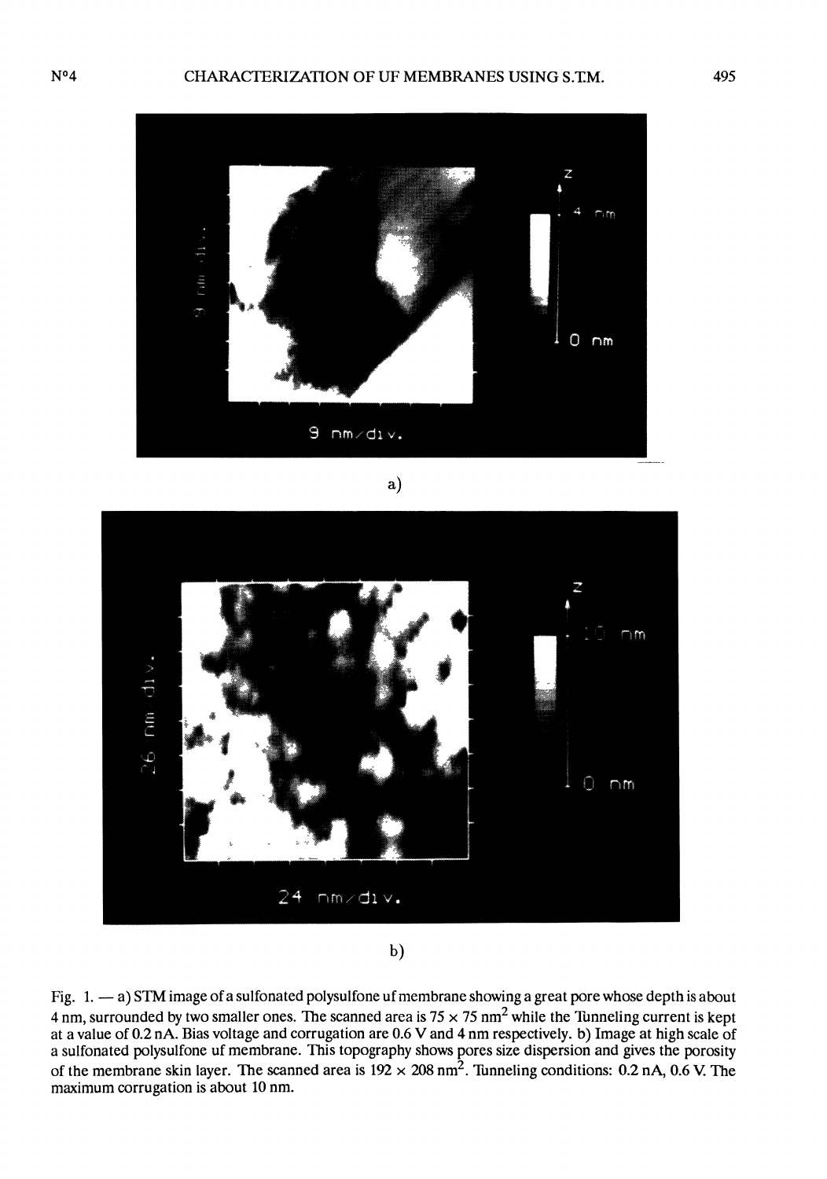a)

b)

Fig. 1. — a) STM image of a sulfonated polysulfone uf membrane showing a great pore whose depth is about 4 nm, surrounded by two smaller ones. The scanned area is 75 × 75 $nm^2$ while the Tunneling current is kept at a value of 0.2 nA. Bias voltage and corrugation are 0.6 V and 4 nm respectively. b) Image at high scale of a sulfonated polysulfone uf membrane. This topography shows pores size dispersion and gives the porosity of the membrane skin layer. The scanned area is 192 × 208 $nm^2$. Tunneling conditions: 0.2 nA, 0.6 V. The maximum corrugation is about 10 nm.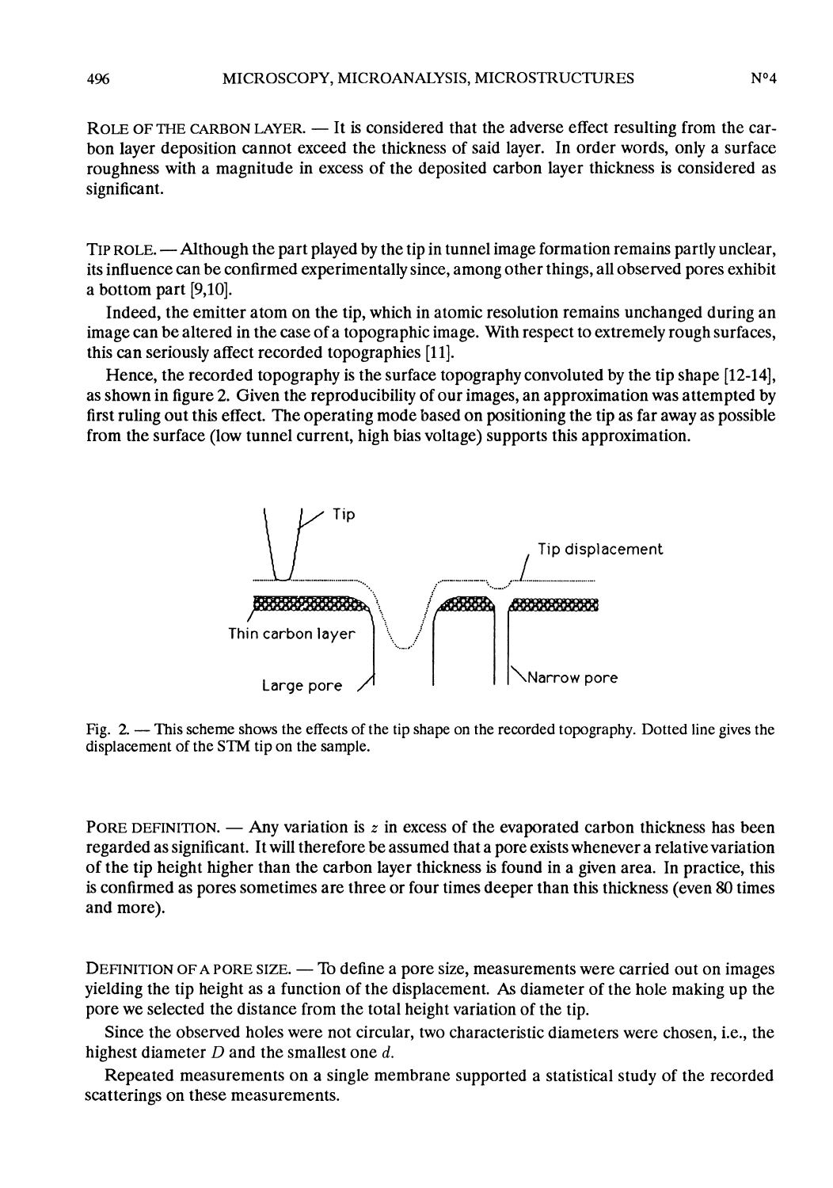ROLE OF THE CARBON LAYER. — It is considered that the adverse effect resulting from the carbon layer deposition cannot exceed the thickness of said layer. In order words, only a surface roughness with a magnitude in excess of the deposited carbon layer thickness is considered as significant.

TIP ROLE. — Although the part played by the tip in tunnel image formation remains partly unclear, its influence can be confirmed experimentally since, among other things, all observed pores exhibit a bottom part [9,10].

Indeed, the emitter atom on the tip, which in atomic resolution remains unchanged during an image can be altered in the case of a topographic image. With respect to extremely rough surfaces, this can seriously affect recorded topographies [11].

Hence, the recorded topography is the surface topography convoluted by the tip shape [12-14], as shown in figure 2. Given the reproducibility of our images, an approximation was attempted by first ruling out this effect. The operating mode based on positioning the tip as far away as possible from the surface (low tunnel current, high bias voltage) supports this approximation.

Fig. 2. — This scheme shows the effects of the tip shape on the recorded topography. Dotted line gives the displacement of the STM tip on the sample.

PORE DEFINITION. — Any variation is $z$ in excess of the evaporated carbon thickness has been regarded as significant. It will therefore be assumed that a pore exists whenever a relative variation of the tip height higher than the carbon layer thickness is found in a given area. In practice, this is confirmed as pores sometimes are three or four times deeper than this thickness (even 80 times and more).

DEFINITION OF A PORE SIZE. — To define a pore size, measurements were carried out on images yielding the tip height as a function of the displacement. As diameter of the hole making up the pore we selected the distance from the total height variation of the tip.

Since the observed holes were not circular, two characteristic diameters were chosen, i.e., the highest diameter $D$ and the smallest one $d$.

Repeated measurements on a single membrane supported a statistical study of the recorded scatterings on these measurements.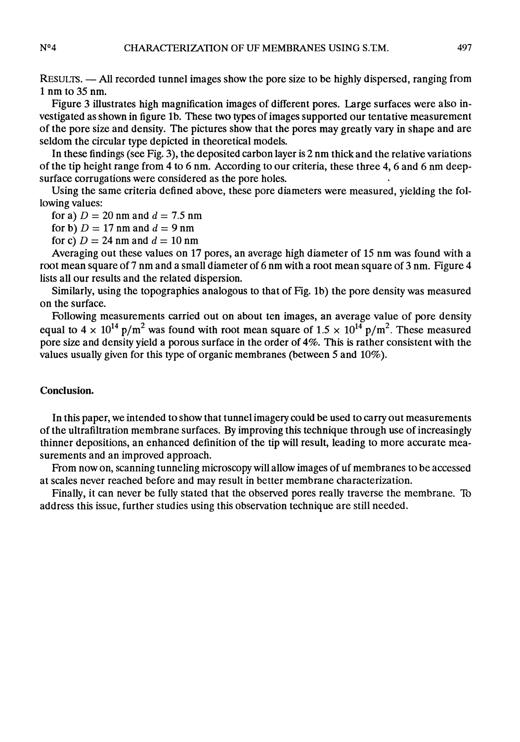RESULTS. — All recorded tunnel images show the pore size to be highly dispersed, ranging from 1 nm to 35 nm.

Figure 3 illustrates high magnification images of different pores. Large surfaces were also investigated as shown in figure 1b. These two types of images supported our tentative measurement of the pore size and density. The pictures show that the pores may greatly vary in shape and are seldom the circular type depicted in theoretical models.

In these findings (see Fig. 3), the deposited carbon layer is 2 nm thick and the relative variations of the tip height range from 4 to 6 nm. According to our criteria, these three 4, 6 and 6 nm deep-surface corrugations were considered as the pore holes.

Using the same criteria defined above, these pore diameters were measured, yielding the following values:

for a) $D = 20$ nm and $d = 7.5$ nm
for b) $D = 17$ nm and $d = 9$ nm
for c) $D = 24$ nm and $d = 10$ nm

Averaging out these values on 17 pores, an average high diameter of 15 nm was found with a root mean square of 7 nm and a small diameter of 6 nm with a root mean square of 3 nm. Figure 4 lists all our results and the related dispersion.

Similarly, using the topographies analogous to that of Fig. 1b) the pore density was measured on the surface.

Following measurements carried out on about ten images, an average value of pore density equal to $4 \times 10^{14}$ p/m$^2$ was found with root mean square of $1.5 \times 10^{14}$ p/m$^2$. These measured pore size and density yield a porous surface in the order of 4%. This is rather consistent with the values usually given for this type of organic membranes (between 5 and 10%).

## Conclusion.

In this paper, we intended to show that tunnel imagery could be used to carry out measurements of the ultrafiltration membrane surfaces. By improving this technique through use of increasingly thinner depositions, an enhanced definition of the tip will result, leading to more accurate measurements and an improved approach.

From now on, scanning tunneling microscopy will allow images of uf membranes to be accessed at scales never reached before and may result in better membrane characterization.

Finally, it can never be fully stated that the observed pores really traverse the membrane. To address this issue, further studies using this observation technique are still needed.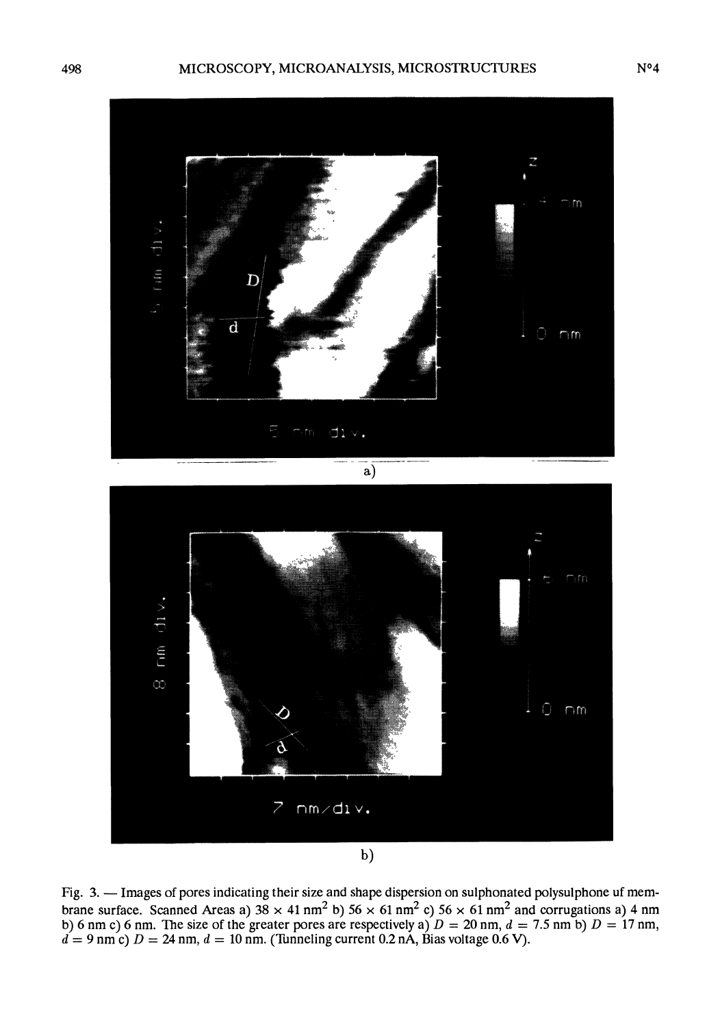Fig. 3. — Images of pores indicating their size and shape dispersion on sulphonated polysulphone uf membrane surface. Scanned Areas a) 38 × 41 nm$^2$ b) 56 × 61 nm$^2$ c) 56 × 61 nm$^2$ and corrugations a) 4 nm b) 6 nm c) 6 nm. The size of the greater pores are respectively a) $D$ = 20 nm, $d$ = 7.5 nm b) $D$ = 17 nm, $d$ = 9 nm c) $D$ = 24 nm, $d$ = 10 nm. (Tunneling current 0.2 nA, Bias voltage 0.6 V).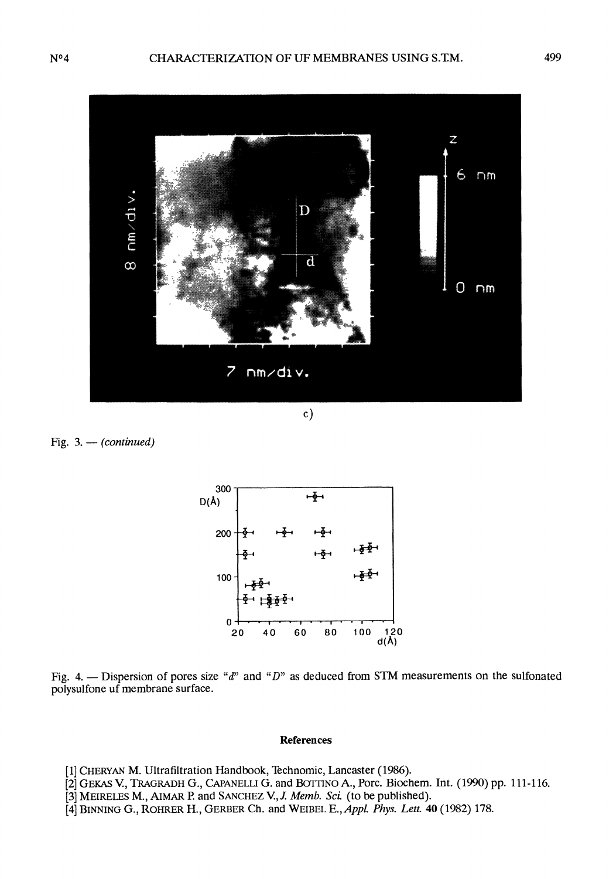c)

Fig. 3. — *(continued)*

Fig. 4. — Dispersion of pores size "*d*" and "*D*" as deduced from STM measurements on the sulfonated polysulfone uf membrane surface.

## References

[1] CHERYAN M. Ultrafiltration Handbook, Technomic, Lancaster (1986).

[2] GEKAS V., TRAGRADH G., CAPANELLI G. and BOTTINO A., Porc. Biochem. Int. (1990) pp. 111-116.

[3] MEIRELES M., AIMAR P. and SANCHEZ V., *J. Memb. Sci.* (to be published).

[4] BINNING G., ROHRER H., GERBER Ch. and WEIBEL E., *Appl. Phys. Lett.* **40** (1982) 178.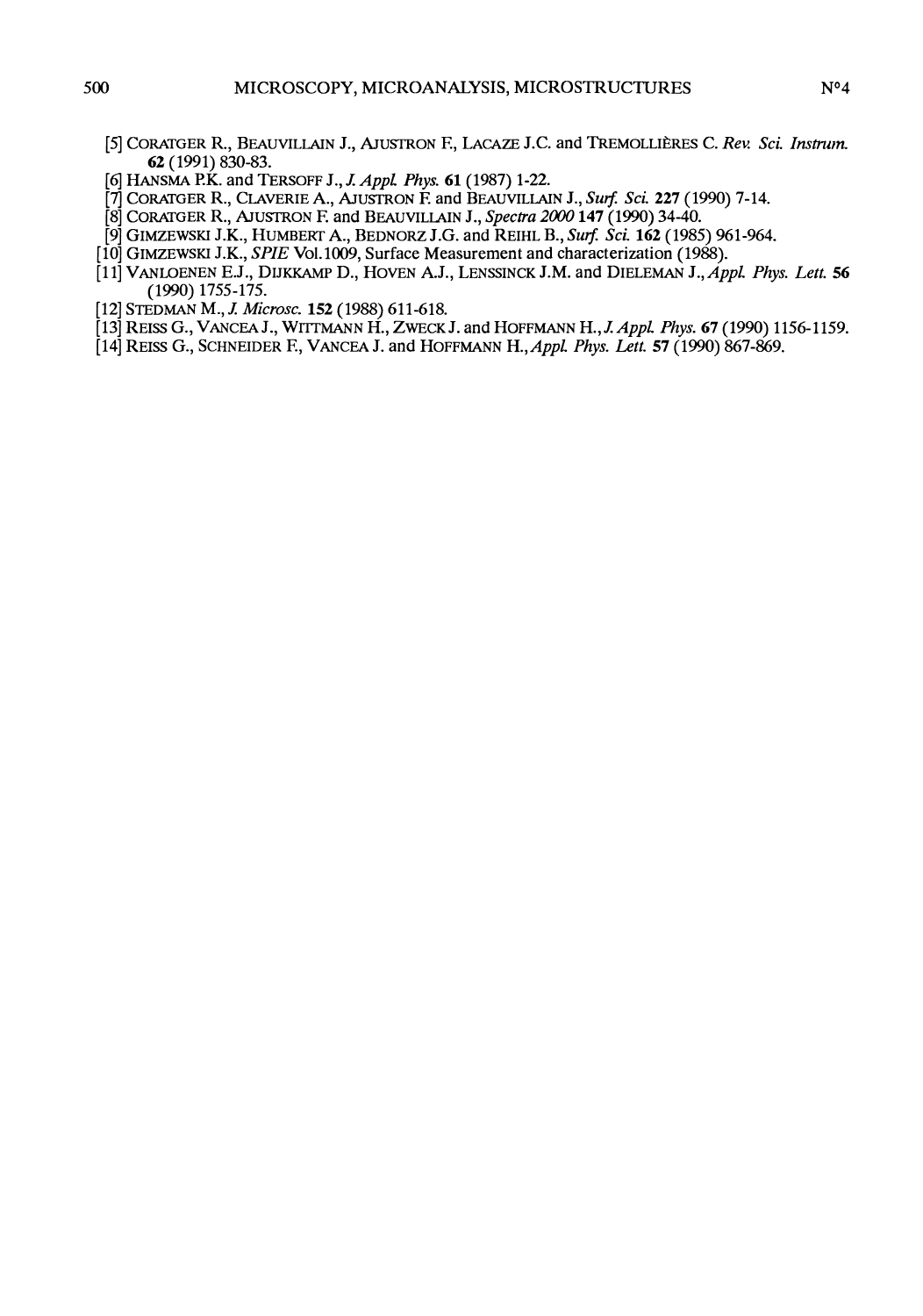[5] CORATGER R., BEAUVILLAIN J., AJUSTRON F., LACAZE J.C. and TREMOLLIÈRES C. *Rev. Sci. Instrum.* **62** (1991) 830-83.

[6] HANSMA P.K. and TERSOFF J., *J. Appl. Phys.* **61** (1987) 1-22.

[7] CORATGER R., CLAVERIE A., AJUSTRON F. and BEAUVILLAIN J., *Surf. Sci.* **227** (1990) 7-14.

[8] CORATGER R., AJUSTRON F. and BEAUVILLAIN J., *Spectra 2000* **147** (1990) 34-40.

[9] GIMZEWSKI J.K., HUMBERT A., BEDNORZ J.G. and REIHL B., *Surf. Sci.* **162** (1985) 961-964.

[10] GIMZEWSKI J.K., *SPIE* Vol.1009, Surface Measurement and characterization (1988).

[11] VANLOENEN E.J., DIJKKAMP D., HOVEN A.J., LENSSINCK J.M. and DIELEMAN J., *Appl. Phys. Lett.* **56** (1990) 1755-175.

[12] STEDMAN M., *J. Microsc.* **152** (1988) 611-618.

[13] REISS G., VANCEA J., WITTMANN H., ZWECK J. and HOFFMANN H., *J. Appl. Phys.* **67** (1990) 1156-1159.

[14] REISS G., SCHNEIDER F., VANCEA J. and HOFFMANN H., *Appl. Phys. Lett.* **57** (1990) 867-869.